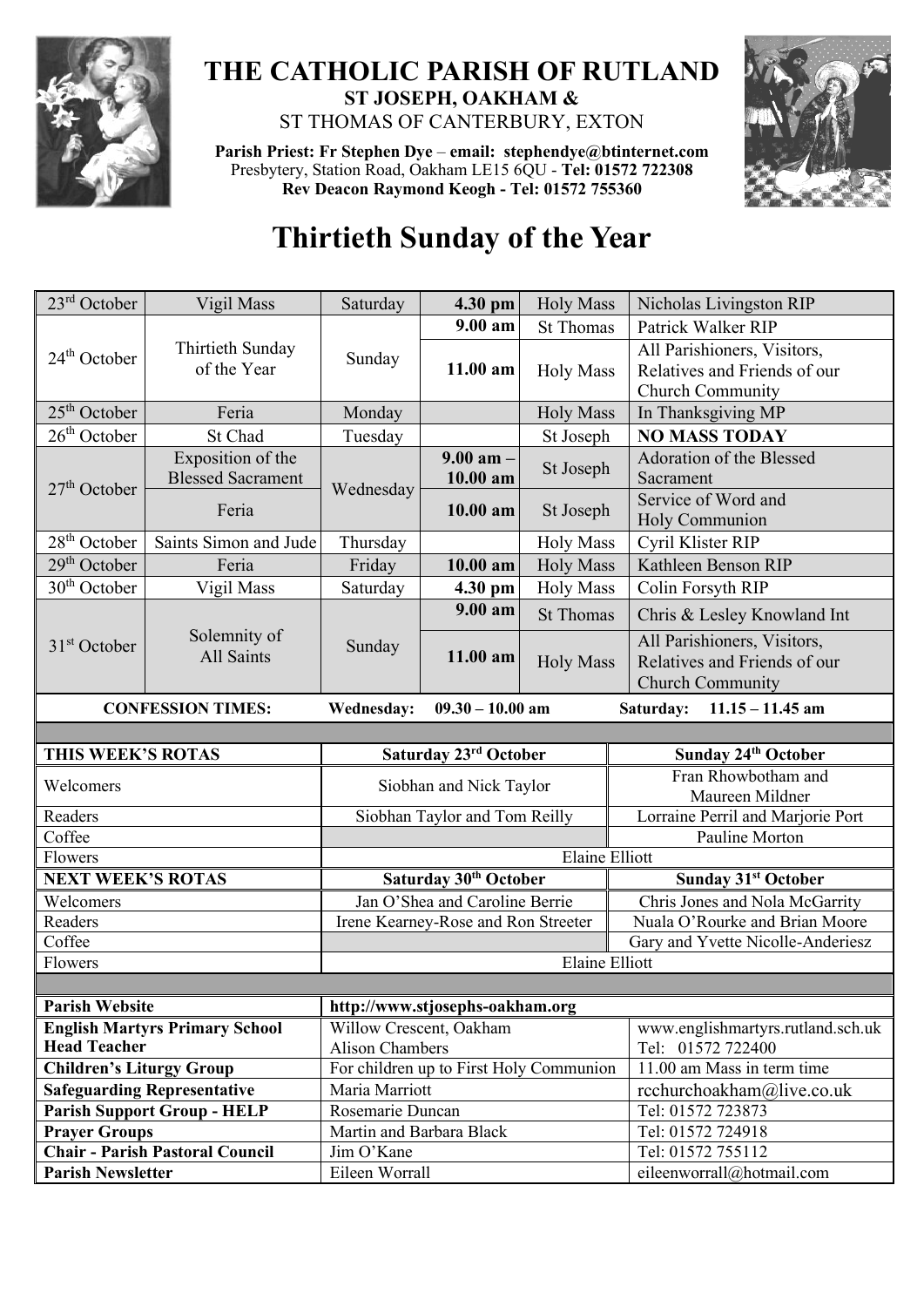# THE CATHOLIC PARISH OF RUTLAND

## ST JOSEPH, OAKHAM &

ST THOMAS OF CANTERBURY, EXTON

**Parish Priest: Fr Stephen Dye** – **email: stephendye@btinternet.com**
Presbytery, Station Road, Oakham LE15 6QU - **Tel: 01572 722308**
**Rev Deacon Raymond Keogh - Tel: 01572 755360**

# Thirtieth Sunday of the Year

| Date | Occasion | Day | Time | Type | Intention |
|---|---|---|---|---|---|
| 23rd October | Vigil Mass | Saturday | **4.30 pm** | Holy Mass | Nicholas Livingston RIP |
| 24th October | Thirtieth Sunday of the Year | Sunday | **9.00 am** | St Thomas | Patrick Walker RIP |
| | | | **11.00 am** | Holy Mass | All Parishioners, Visitors, Relatives and Friends of our Church Community |
| 25th October | Feria | Monday | | Holy Mass | In Thanksgiving MP |
| 26th October | St Chad | Tuesday | | St Joseph | **NO MASS TODAY** |
| 27th October | Exposition of the Blessed Sacrament | Wednesday | **9.00 am – 10.00 am** | St Joseph | Adoration of the Blessed Sacrament |
| | Feria | | **10.00 am** | St Joseph | Service of Word and Holy Communion |
| 28th October | Saints Simon and Jude | Thursday | | Holy Mass | Cyril Klister RIP |
| 29th October | Feria | Friday | **10.00 am** | Holy Mass | Kathleen Benson RIP |
| 30th October | Vigil Mass | Saturday | **4.30 pm** | Holy Mass | Colin Forsyth RIP |
| 31st October | Solemnity of All Saints | Sunday | **9.00 am** | St Thomas | Chris & Lesley Knowland Int |
| | | | **11.00 am** | Holy Mass | All Parishioners, Visitors, Relatives and Friends of our Church Community |

**CONFESSION TIMES:** **Wednesday: 09.30 – 10.00 am** **Saturday: 11.15 – 11.45 am**

| **THIS WEEK'S ROTAS** | **Saturday 23rd October** | **Sunday 24th October** |
|---|---|---|
| Welcomers | Siobhan and Nick Taylor | Fran Rhowbotham and Maureen Mildner |
| Readers | Siobhan Taylor and Tom Reilly | Lorraine Perril and Marjorie Port |
| Coffee | | Pauline Morton |
| Flowers | Elaine Elliott | |
| **NEXT WEEK'S ROTAS** | **Saturday 30th October** | **Sunday 31st October** |
| Welcomers | Jan O'Shea and Caroline Berrie | Chris Jones and Nola McGarrity |
| Readers | Irene Kearney-Rose and Ron Streeter | Nuala O'Rourke and Brian Moore |
| Coffee | | Gary and Yvette Nicolle-Anderiesz |
| Flowers | Elaine Elliott | |

| | | |
|---|---|---|
| **Parish Website** | **http://www.stjosephs-oakham.org** | |
| **English Martyrs Primary School Head Teacher** | Willow Crescent, Oakham Alison Chambers | www.englishmartyrs.rutland.sch.uk Tel: 01572 722400 |
| **Children's Liturgy Group** | For children up to First Holy Communion | 11.00 am Mass in term time |
| **Safeguarding Representative** | Maria Marriott | rcchurchoakham@live.co.uk |
| **Parish Support Group - HELP** | Rosemarie Duncan | Tel: 01572 723873 |
| **Prayer Groups** | Martin and Barbara Black | Tel: 01572 724918 |
| **Chair - Parish Pastoral Council** | Jim O'Kane | Tel: 01572 755112 |
| **Parish Newsletter** | Eileen Worrall | eileenworrall@hotmail.com |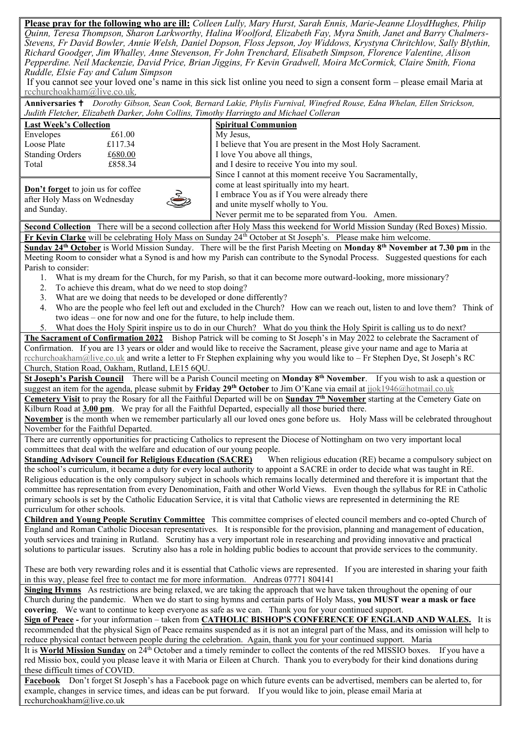**Please pray for the following who are ill:** *Colleen Lully, Mary Hurst, Sarah Ennis, Marie-Jeanne LloydHughes, Philip Quinn, Teresa Thompson, Sharon Larkworthy, Halina Woolford, Elizabeth Fay, Myra Smith, Janet and Barry Chalmers-Stevens, Fr David Bowler, Annie Welsh, Daniel Dopson, Floss Jepson, Joy Widdows, Krystyna Chritchlow, Sally Blythin, Richard Goodger, Jim Whalley, Anne Stevenson, Fr John Trenchard, Elisabeth Simpson, Florence Valentine, Alison Pepperdine. Neil Mackenzie, David Price, Brian Jiggins, Fr Kevin Gradwell, Moira McCormick, Claire Smith, Fiona Ruddle, Elsie Fay and Calum Simpson*

If you cannot see your loved one's name in this sick list online you need to sign a consent form – please email Maria at rcchurchoakham@live.co.uk,

**Anniversaries ✝** *Dorothy Gibson, Sean Cook, Bernard Lakie, Phylis Furnival, Winefred Rouse, Edna Whelan, Ellen Strickson, Judith Fletcher, Elizabeth Darker, John Collins, Timothy Harringto and Michael Colleran*

**Last Week's Collection**

| | |
|---|---|
| Envelopes | £61.00 |
| Loose Plate | £117.34 |
| Standing Orders | £680.00 |
| Total | £858.34 |

**Don't forget** to join us for coffee after Holy Mass on Wednesday and Sunday.

**Spiritual Communion**

My Jesus,
I believe that You are present in the Most Holy Sacrament.
I love You above all things,
and I desire to receive You into my soul.
Since I cannot at this moment receive You Sacramentally,
come at least spiritually into my heart.
I embrace You as if You were already there
and unite myself wholly to You.
Never permit me to be separated from You. Amen.

**Second Collection** There will be a second collection after Holy Mass this weekend for World Mission Sunday (Red Boxes) Missio.

**Fr Kevin Clarke** will be celebrating Holy Mass on Sunday 24th October at St Joseph's. Please make him welcome.

**Sunday 24th October** is World Mission Sunday. There will be the first Parish Meeting on **Monday 8th November at 7.30 pm** in the Meeting Room to consider what a Synod is and how my Parish can contribute to the Synodal Process. Suggested questions for each Parish to consider:

1. What is my dream for the Church, for my Parish, so that it can become more outward-looking, more missionary?
2. To achieve this dream, what do we need to stop doing?
3. What are we doing that needs to be developed or done differently?
4. Who are the people who feel left out and excluded in the Church? How can we reach out, listen to and love them? Think of two ideas – one for now and one for the future, to help include them.
5. What does the Holy Spirit inspire us to do in our Church? What do you think the Holy Spirit is calling us to do next?

**The Sacrament of Confirmation 2022** Bishop Patrick will be coming to St Joseph's in May 2022 to celebrate the Sacrament of Confirmation. If you are 13 years or older and would like to receive the Sacrament, please give your name and age to Maria at rcchurchoakham@live.co.uk and write a letter to Fr Stephen explaining why you would like to – Fr Stephen Dye, St Joseph's RC Church, Station Road, Oakham, Rutland, LE15 6QU.

**St Joseph's Parish Council** There will be a Parish Council meeting on **Monday 8th November**. If you wish to ask a question or suggest an item for the agenda, please submit by **Friday 29th October** to Jim O'Kane via email at jjok1946@hotmail.co.uk

**Cemetery Visit** to pray the Rosary for all the Faithful Departed will be on **Sunday 7th November** starting at the Cemetery Gate on Kilburn Road at **3.00 pm**. We pray for all the Faithful Departed, especially all those buried there.

**November** is the month when we remember particularly all our loved ones gone before us. Holy Mass will be celebrated throughout November for the Faithful Departed.

There are currently opportunities for practicing Catholics to represent the Diocese of Nottingham on two very important local committees that deal with the welfare and education of our young people.

**Standing Advisory Council for Religious Education (SACRE)** When religious education (RE) became a compulsory subject on the school's curriculum, it became a duty for every local authority to appoint a SACRE in order to decide what was taught in RE. Religious education is the only compulsory subject in schools which remains locally determined and therefore it is important that the committee has representation from every Denomination, Faith and other World Views. Even though the syllabus for RE in Catholic primary schools is set by the Catholic Education Service, it is vital that Catholic views are represented in determining the RE curriculum for other schools.

**Children and Young People Scrutiny Committee** This committee comprises of elected council members and co-opted Church of England and Roman Catholic Diocesan representatives. It is responsible for the provision, planning and management of education, youth services and training in Rutland. Scrutiny has a very important role in researching and providing innovative and practical solutions to particular issues. Scrutiny also has a role in holding public bodies to account that provide services to the community.

These are both very rewarding roles and it is essential that Catholic views are represented. If you are interested in sharing your faith in this way, please feel free to contact me for more information. Andreas 07771 804141

**Singing Hymns** As restrictions are being relaxed, we are taking the approach that we have taken throughout the opening of our Church during the pandemic. When we do start to sing hymns and certain parts of Holy Mass, **you MUST wear a mask or face covering**. We want to continue to keep everyone as safe as we can. Thank you for your continued support.

**Sign of Peace -** for your information – taken from **CATHOLIC BISHOP'S CONFERENCE OF ENGLAND AND WALES.** It is recommended that the physical Sign of Peace remains suspended as it is not an integral part of the Mass, and its omission will help to reduce physical contact between people during the celebration. Again, thank you for your continued support. Maria

It is **World Mission Sunday** on 24th October and a timely reminder to collect the contents of the red MISSIO boxes. If you have a red Missio box, could you please leave it with Maria or Eileen at Church. Thank you to everybody for their kind donations during these difficult times of COVID.

**Facebook** Don't forget St Joseph's has a Facebook page on which future events can be advertised, members can be alerted to, for example, changes in service times, and ideas can be put forward. If you would like to join, please email Maria at rcchurchoakham@live.co.uk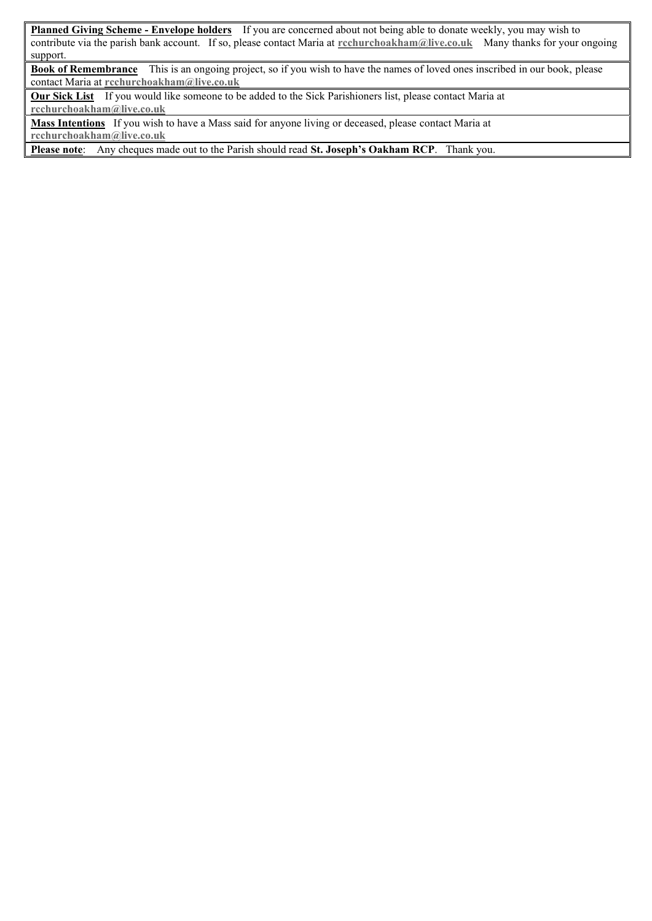**Planned Giving Scheme - Envelope holders** If you are concerned about not being able to donate weekly, you may wish to contribute via the parish bank account. If so, please contact Maria at **rcchurchoakham@live.co.uk** Many thanks for your ongoing support.

**Book of Remembrance** This is an ongoing project, so if you wish to have the names of loved ones inscribed in our book, please contact Maria at **rcchurchoakham@live.co.uk**

**Our Sick List** If you would like someone to be added to the Sick Parishioners list, please contact Maria at **rcchurchoakham@live.co.uk**

**Mass Intentions** If you wish to have a Mass said for anyone living or deceased, please contact Maria at **rcchurchoakham@live.co.uk**

**Please note**: Any cheques made out to the Parish should read **St. Joseph's Oakham RCP**. Thank you.